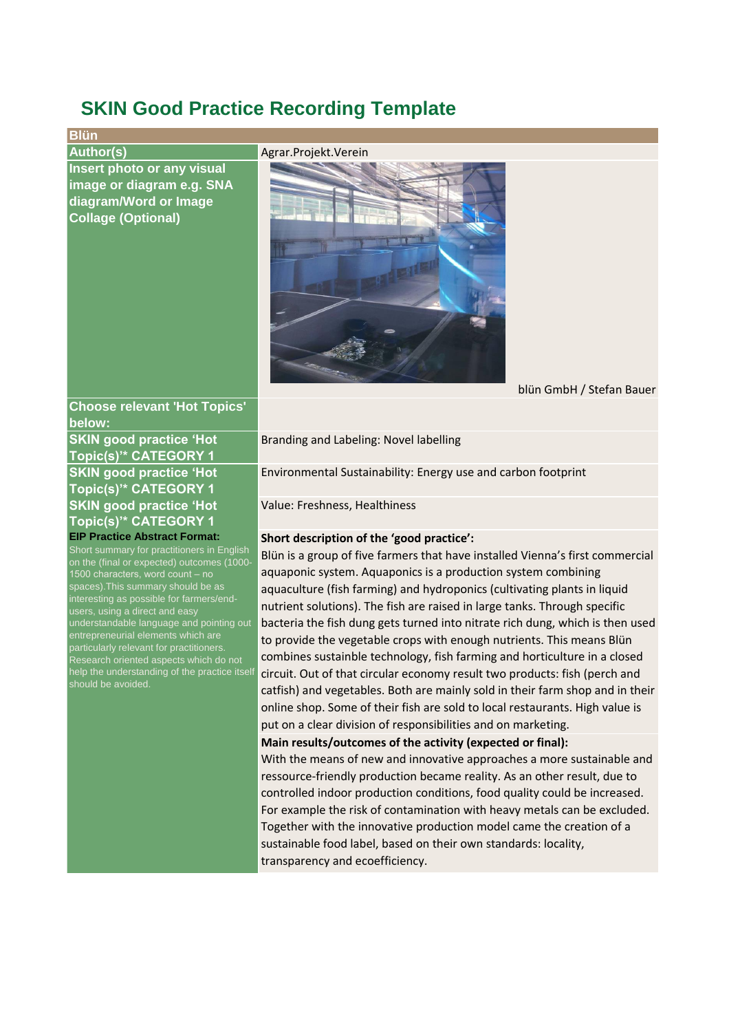# SKIN Good Practice Recording Template

| Blün | |
|---|---|
| **Author(s)** | Agrar.Projekt.Verein |
| **Insert photo or any visual image or diagram e.g. SNA diagram/Word or Image Collage (Optional)** | blün GmbH / Stefan Bauer |
| **Choose relevant 'Hot Topics' below:** | |
| **SKIN good practice 'Hot Topic(s)'* CATEGORY 1** | Branding and Labeling: Novel labelling |
| **SKIN good practice 'Hot Topic(s)'* CATEGORY 1** | Environmental Sustainability: Energy use and carbon footprint |
| **SKIN good practice 'Hot Topic(s)'* CATEGORY 1** | Value: Freshness, Healthiness |
| **EIP Practice Abstract Format:** Short summary for practitioners in English on the (final or expected) outcomes (1000-1500 characters, word count – no spaces).This summary should be as interesting as possible for farmers/end-users, using a direct and easy understandable language and pointing out entrepreneurial elements which are particularly relevant for practitioners. Research oriented aspects which do not help the understanding of the practice itself should be avoided. | **Short description of the 'good practice':** Blün is a group of five farmers that have installed Vienna's first commercial aquaponic system. Aquaponics is a production system combining aquaculture (fish farming) and hydroponics (cultivating plants in liquid nutrient solutions). The fish are raised in large tanks. Through specific bacteria the fish dung gets turned into nitrate rich dung, which is then used to provide the vegetable crops with enough nutrients. This means Blün combines sustainble technology, fish farming and horticulture in a closed circuit. Out of that circular economy result two products: fish (perch and catfish) and vegetables. Both are mainly sold in their farm shop and in their online shop. Some of their fish are sold to local restaurants. High value is put on a clear division of responsibilities and on marketing. <br> **Main results/outcomes of the activity (expected or final):** With the means of new and innovative approaches a more sustainable and ressource-friendly production became reality. As an other result, due to controlled indoor production conditions, food quality could be increased. For example the risk of contamination with heavy metals can be excluded. Together with the innovative production model came the creation of a sustainable food label, based on their own standards: locality, transparency and ecoefficiency. |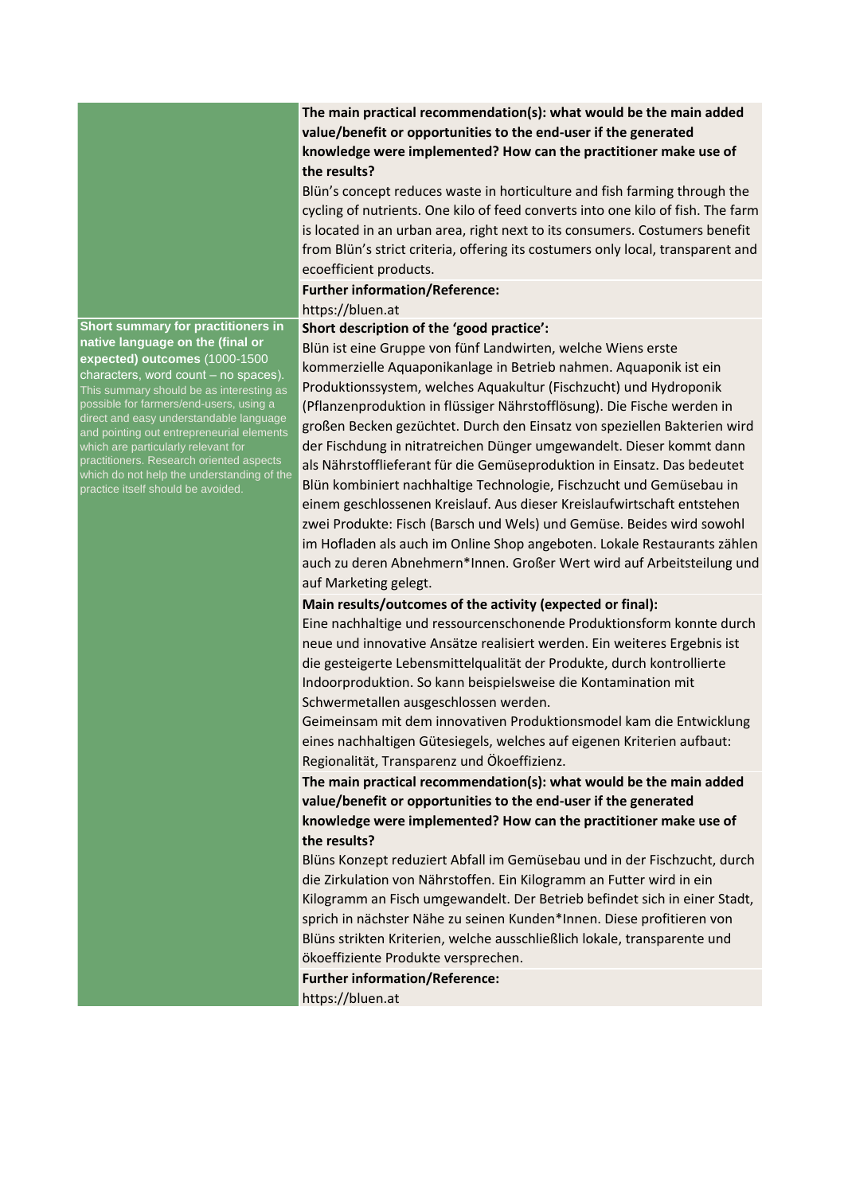**The main practical recommendation(s): what would be the main added value/benefit or opportunities to the end-user if the generated knowledge were implemented? How can the practitioner make use of the results?**

Blün's concept reduces waste in horticulture and fish farming through the cycling of nutrients. One kilo of feed converts into one kilo of fish. The farm is located in an urban area, right next to its consumers. Costumers benefit from Blün's strict criteria, offering its costumers only local, transparent and ecoefficient products.

**Further information/Reference:**

https://bluen.at

**Short summary for practitioners in native language on the (final or expected) outcomes** (1000-1500 characters, word count – no spaces). This summary should be as interesting as possible for farmers/end-users, using a direct and easy understandable language and pointing out entrepreneurial elements which are particularly relevant for practitioners. Research oriented aspects which do not help the understanding of the practice itself should be avoided.

**Short description of the 'good practice':**

Blün ist eine Gruppe von fünf Landwirten, welche Wiens erste kommerzielle Aquaponikanlage in Betrieb nahmen. Aquaponik ist ein Produktionssystem, welches Aquakultur (Fischzucht) und Hydroponik (Pflanzenproduktion in flüssiger Nährstofflösung). Die Fische werden in großen Becken gezüchtet. Durch den Einsatz von speziellen Bakterien wird der Fischdung in nitratreichen Dünger umgewandelt. Dieser kommt dann als Nährstofflieferant für die Gemüseproduktion in Einsatz. Das bedeutet Blün kombiniert nachhaltige Technologie, Fischzucht und Gemüsebau in einem geschlossenen Kreislauf. Aus dieser Kreislaufwirtschaft entstehen zwei Produkte: Fisch (Barsch und Wels) und Gemüse. Beides wird sowohl im Hofladen als auch im Online Shop angeboten. Lokale Restaurants zählen auch zu deren Abnehmern*Innen. Großer Wert wird auf Arbeitsteilung und auf Marketing gelegt.

**Main results/outcomes of the activity (expected or final):**

Eine nachhaltige und ressourcenschonende Produktionsform konnte durch neue und innovative Ansätze realisiert werden. Ein weiteres Ergebnis ist die gesteigerte Lebensmittelqualität der Produkte, durch kontrollierte Indoorproduktion. So kann beispielsweise die Kontamination mit Schwermetallen ausgeschlossen werden.

Geimeinsam mit dem innovativen Produktionsmodel kam die Entwicklung eines nachhaltigen Gütesiegels, welches auf eigenen Kriterien aufbaut: Regionalität, Transparenz und Ökoeffizienz.

**The main practical recommendation(s): what would be the main added value/benefit or opportunities to the end-user if the generated knowledge were implemented? How can the practitioner make use of the results?**

Blüns Konzept reduziert Abfall im Gemüsebau und in der Fischzucht, durch die Zirkulation von Nährstoffen. Ein Kilogramm an Futter wird in ein Kilogramm an Fisch umgewandelt. Der Betrieb befindet sich in einer Stadt, sprich in nächster Nähe zu seinen Kunden*Innen. Diese profitieren von Blüns strikten Kriterien, welche ausschließlich lokale, transparente und ökoeffiziente Produkte versprechen.

**Further information/Reference:**

https://bluen.at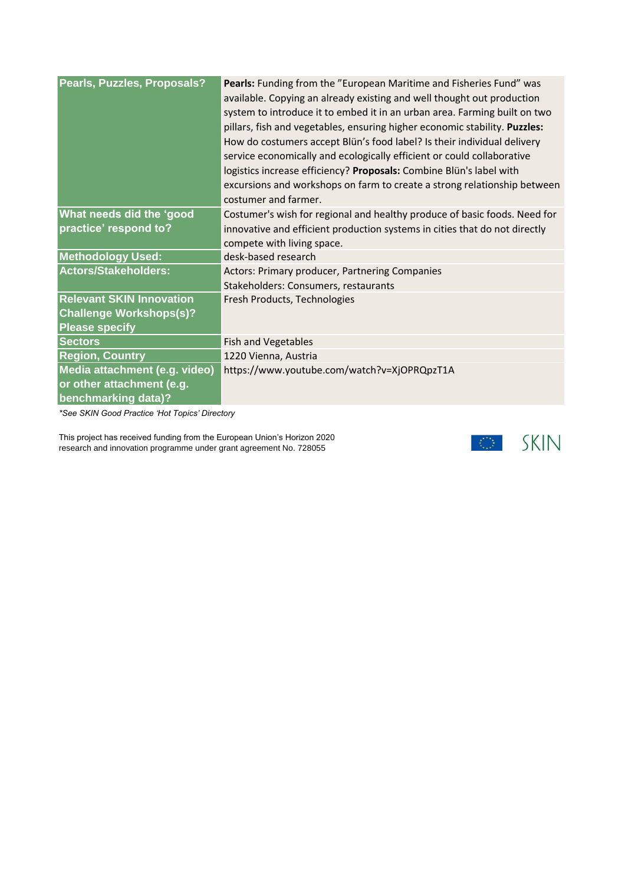| | |
|---|---|
| **Pearls, Puzzles, Proposals?** | **Pearls:** Funding from the "European Maritime and Fisheries Fund" was available. Copying an already existing and well thought out production system to introduce it to embed it in an urban area. Farming built on two pillars, fish and vegetables, ensuring higher economic stability. **Puzzles:** How do costumers accept Blün's food label? Is their individual delivery service economically and ecologically efficient or could collaborative logistics increase efficiency? **Proposals:** Combine Blün's label with excursions and workshops on farm to create a strong relationship between costumer and farmer. |
| **What needs did the 'good practice' respond to?** | Costumer's wish for regional and healthy produce of basic foods. Need for innovative and efficient production systems in cities that do not directly compete with living space. |
| **Methodology Used:** | desk-based research |
| **Actors/Stakeholders:** | Actors: Primary producer, Partnering Companies<br>Stakeholders: Consumers, restaurants |
| **Relevant SKIN Innovation Challenge Workshops(s)? Please specify** | Fresh Products, Technologies |
| **Sectors** | Fish and Vegetables |
| **Region, Country** | 1220 Vienna, Austria |
| **Media attachment (e.g. video) or other attachment (e.g. benchmarking data)?** | https://www.youtube.com/watch?v=XjOPRQpzT1A |

*\*See SKIN Good Practice 'Hot Topics' Directory*

This project has received funding from the European Union's Horizon 2020 research and innovation programme under grant agreement No. 728055

SKIN